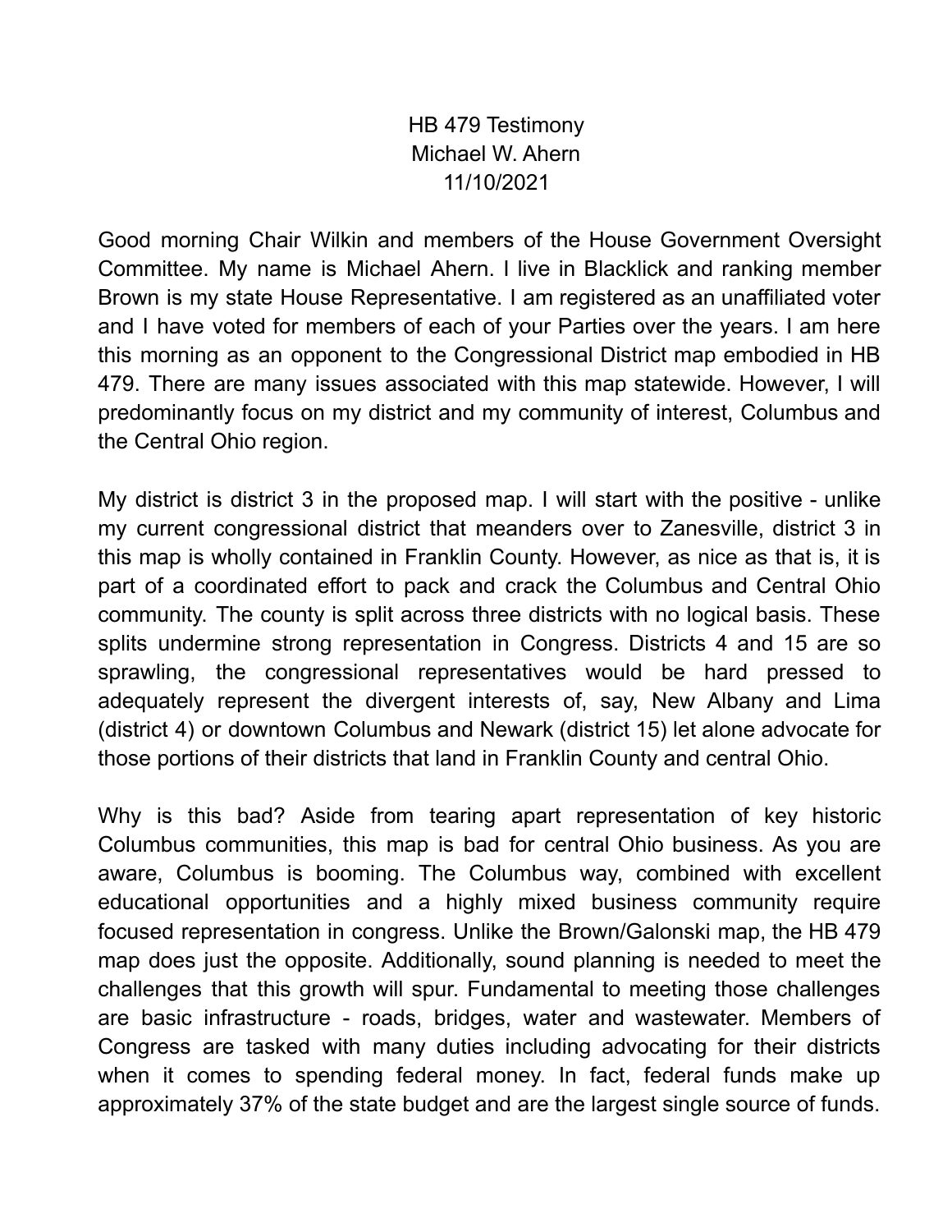HB 479 Testimony
Michael W. Ahern
11/10/2021

Good morning Chair Wilkin and members of the House Government Oversight Committee. My name is Michael Ahern. I live in Blacklick and ranking member Brown is my state House Representative. I am registered as an unaffiliated voter and I have voted for members of each of your Parties over the years. I am here this morning as an opponent to the Congressional District map embodied in HB 479. There are many issues associated with this map statewide. However, I will predominantly focus on my district and my community of interest, Columbus and the Central Ohio region.

My district is district 3 in the proposed map. I will start with the positive - unlike my current congressional district that meanders over to Zanesville, district 3 in this map is wholly contained in Franklin County. However, as nice as that is, it is part of a coordinated effort to pack and crack the Columbus and Central Ohio community. The county is split across three districts with no logical basis. These splits undermine strong representation in Congress. Districts 4 and 15 are so sprawling, the congressional representatives would be hard pressed to adequately represent the divergent interests of, say, New Albany and Lima (district 4) or downtown Columbus and Newark (district 15) let alone advocate for those portions of their districts that land in Franklin County and central Ohio.

Why is this bad? Aside from tearing apart representation of key historic Columbus communities, this map is bad for central Ohio business. As you are aware, Columbus is booming. The Columbus way, combined with excellent educational opportunities and a highly mixed business community require focused representation in congress. Unlike the Brown/Galonski map, the HB 479 map does just the opposite. Additionally, sound planning is needed to meet the challenges that this growth will spur. Fundamental to meeting those challenges are basic infrastructure - roads, bridges, water and wastewater. Members of Congress are tasked with many duties including advocating for their districts when it comes to spending federal money. In fact, federal funds make up approximately 37% of the state budget and are the largest single source of funds.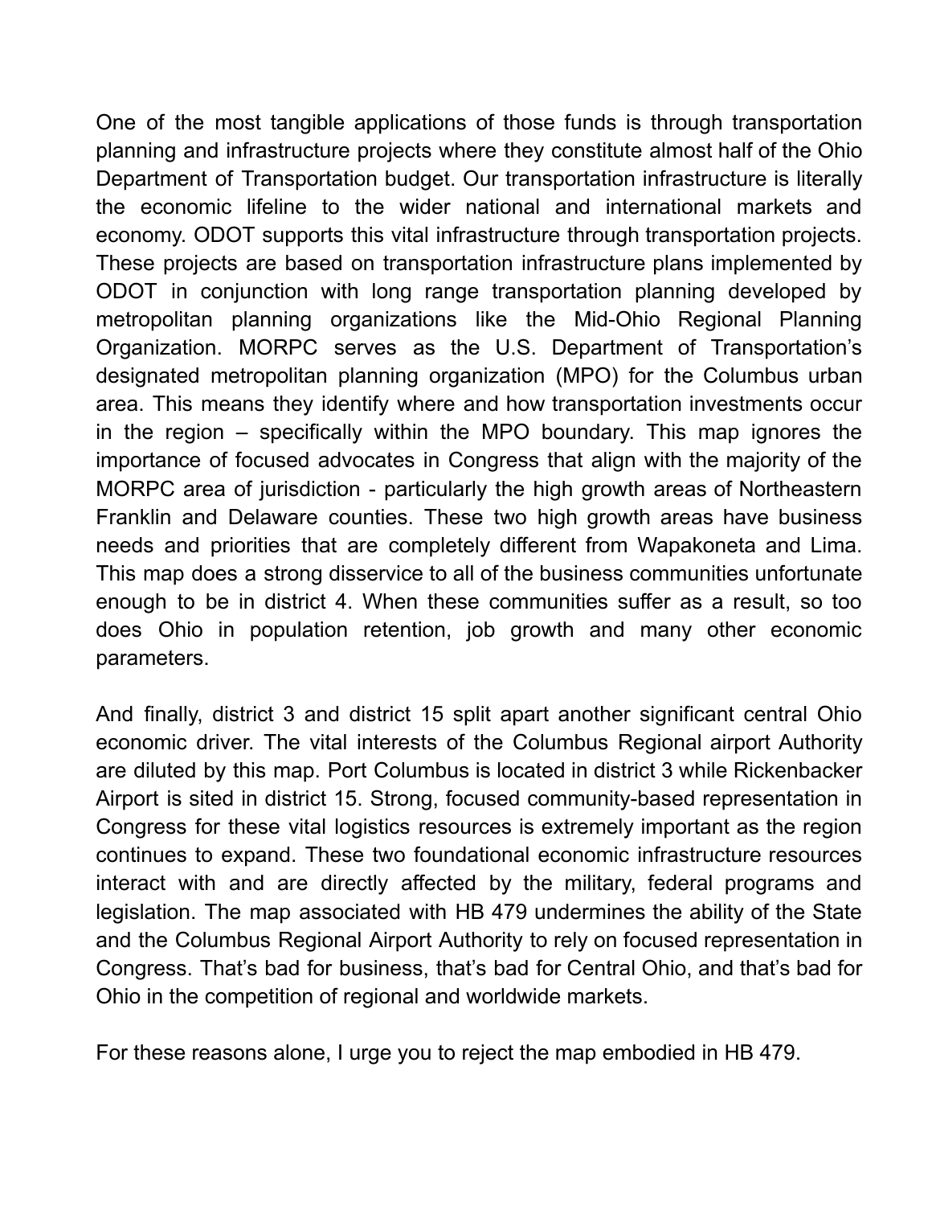One of the most tangible applications of those funds is through transportation planning and infrastructure projects where they constitute almost half of the Ohio Department of Transportation budget. Our transportation infrastructure is literally the economic lifeline to the wider national and international markets and economy. ODOT supports this vital infrastructure through transportation projects. These projects are based on transportation infrastructure plans implemented by ODOT in conjunction with long range transportation planning developed by metropolitan planning organizations like the Mid-Ohio Regional Planning Organization. MORPC serves as the U.S. Department of Transportation's designated metropolitan planning organization (MPO) for the Columbus urban area. This means they identify where and how transportation investments occur in the region – specifically within the MPO boundary. This map ignores the importance of focused advocates in Congress that align with the majority of the MORPC area of jurisdiction - particularly the high growth areas of Northeastern Franklin and Delaware counties. These two high growth areas have business needs and priorities that are completely different from Wapakoneta and Lima. This map does a strong disservice to all of the business communities unfortunate enough to be in district 4. When these communities suffer as a result, so too does Ohio in population retention, job growth and many other economic parameters.

And finally, district 3 and district 15 split apart another significant central Ohio economic driver. The vital interests of the Columbus Regional airport Authority are diluted by this map. Port Columbus is located in district 3 while Rickenbacker Airport is sited in district 15. Strong, focused community-based representation in Congress for these vital logistics resources is extremely important as the region continues to expand. These two foundational economic infrastructure resources interact with and are directly affected by the military, federal programs and legislation. The map associated with HB 479 undermines the ability of the State and the Columbus Regional Airport Authority to rely on focused representation in Congress. That's bad for business, that's bad for Central Ohio, and that's bad for Ohio in the competition of regional and worldwide markets.

For these reasons alone, I urge you to reject the map embodied in HB 479.